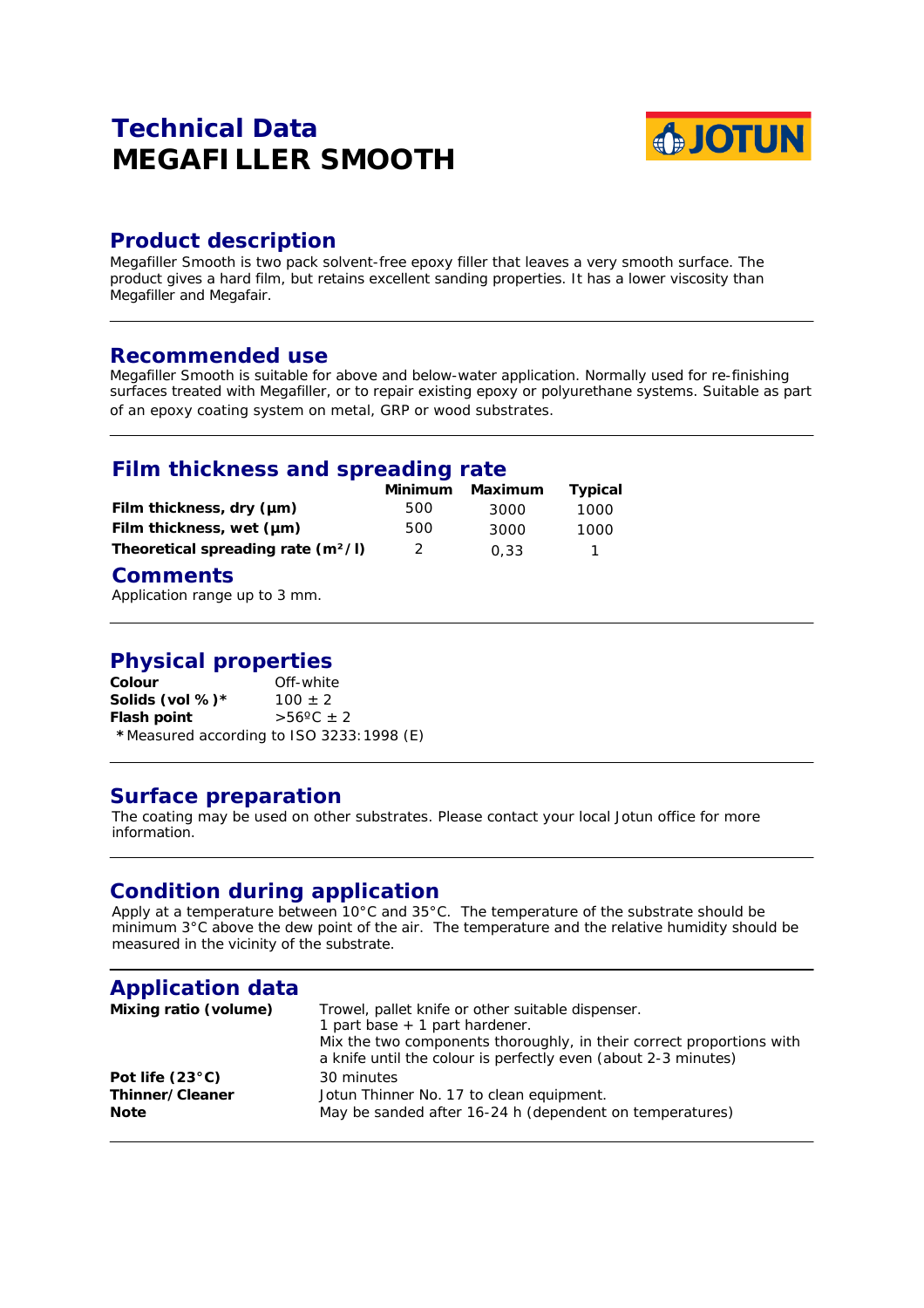# Technical Data
# MEGAFILLER SMOOTH

## Product description

Megafiller Smooth is two pack solvent-free epoxy filler that leaves a very smooth surface. The product gives a hard film, but retains excellent sanding properties. It has a lower viscosity than Megafiller and Megafair.

## Recommended use

Megafiller Smooth is suitable for above and below-water application. Normally used for re-finishing surfaces treated with Megafiller, or to repair existing epoxy or polyurethane systems. Suitable as part of an epoxy coating system on metal, GRP or wood substrates.

## Film thickness and spreading rate

| | Minimum | Maximum | Typical |
|---|---|---|---|
| **Film thickness, dry (µm)** | 500 | 3000 | 1000 |
| **Film thickness, wet (µm)** | 500 | 3000 | 1000 |
| **Theoretical spreading rate ($m^2/l$)** | 2 | 0,33 | 1 |

## Comments

Application range up to 3 mm.

## Physical properties

| | |
|---|---|
| **Colour** | Off-white |
| **Solids (vol %)*** | 100 ± 2 |
| **Flash point** | >56ºC ± 2 |

*Measured according to ISO 3233:1998 (E)

## Surface preparation

The coating may be used on other substrates. Please contact your local Jotun office for more information.

## Condition during application

Apply at a temperature between 10°C and 35°C. The temperature of the substrate should be minimum 3°C above the dew point of the air. The temperature and the relative humidity should be measured in the vicinity of the substrate.

## Application data

| | |
|---|---|
| **Mixing ratio (volume)** | Trowel, pallet knife or other suitable dispenser.<br>1 part base + 1 part hardener.<br>Mix the two components thoroughly, in their correct proportions with a knife until the colour is perfectly even (about 2-3 minutes) |
| **Pot life (23°C)** | 30 minutes |
| **Thinner/Cleaner** | Jotun Thinner No. 17 to clean equipment. |
| **Note** | May be sanded after 16-24 h (dependent on temperatures) |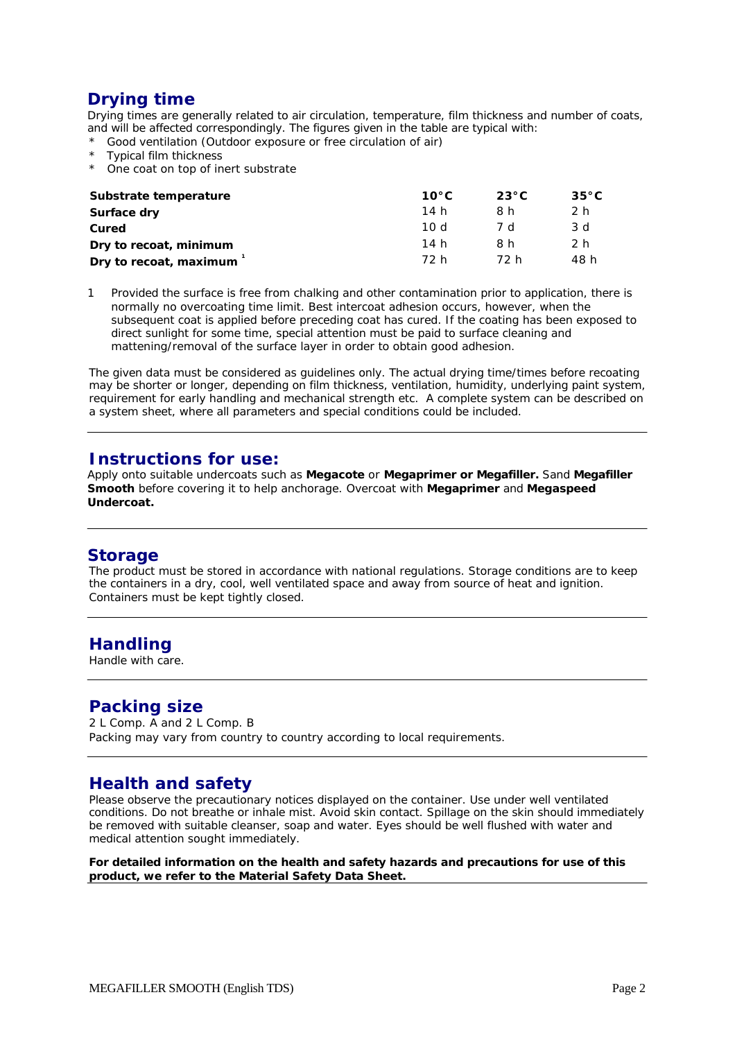## Drying time

Drying times are generally related to air circulation, temperature, film thickness and number of coats, and will be affected correspondingly. The figures given in the table are typical with:

* Good ventilation (Outdoor exposure or free circulation of air)
* Typical film thickness
* One coat on top of inert substrate

| Substrate temperature | 10°C | 23°C | 35°C |
|---|---|---|---|
| **Surface dry** | 14 h | 8 h | 2 h |
| **Cured** | 10 d | 7 d | 3 d |
| **Dry to recoat, minimum** | 14 h | 8 h | 2 h |
| **Dry to recoat, maximum** [1] | 72 h | 72 h | 48 h |

1 Provided the surface is free from chalking and other contamination prior to application, there is normally no overcoating time limit. Best intercoat adhesion occurs, however, when the subsequent coat is applied before preceding coat has cured. If the coating has been exposed to direct sunlight for some time, special attention must be paid to surface cleaning and mattening/removal of the surface layer in order to obtain good adhesion.

The given data must be considered as guidelines only. The actual drying time/times before recoating may be shorter or longer, depending on film thickness, ventilation, humidity, underlying paint system, requirement for early handling and mechanical strength etc. A complete system can be described on a system sheet, where all parameters and special conditions could be included.

## Instructions for use:

Apply onto suitable undercoats such as **Megacote** or **Megaprimer or Megafiller.** Sand **Megafiller Smooth** before covering it to help anchorage. Overcoat with **Megaprimer** and **Megaspeed Undercoat.**

## Storage

The product must be stored in accordance with national regulations. Storage conditions are to keep the containers in a dry, cool, well ventilated space and away from source of heat and ignition. Containers must be kept tightly closed.

## Handling

Handle with care.

## Packing size

2 L Comp. A and 2 L Comp. B
Packing may vary from country to country according to local requirements.

## Health and safety

Please observe the precautionary notices displayed on the container. Use under well ventilated conditions. Do not breathe or inhale mist. Avoid skin contact. Spillage on the skin should immediately be removed with suitable cleanser, soap and water. Eyes should be well flushed with water and medical attention sought immediately.

**For detailed information on the health and safety hazards and precautions for use of this product, we refer to the Material Safety Data Sheet.**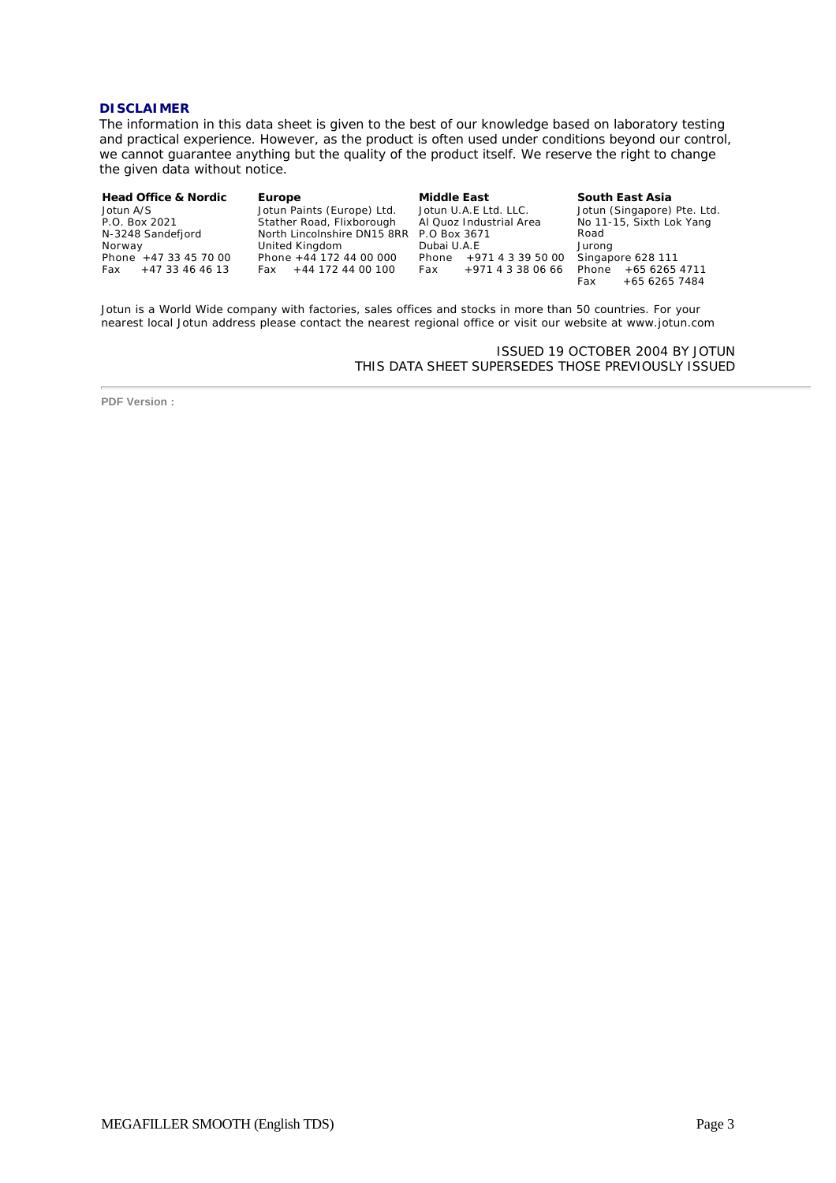## DISCLAIMER

The information in this data sheet is given to the best of our knowledge based on laboratory testing and practical experience. However, as the product is often used under conditions beyond our control, we cannot guarantee anything but the quality of the product itself. We reserve the right to change the given data without notice.

| Head Office & Nordic | Europe | Middle East | South East Asia |
|---|---|---|---|
| Jotun A/S | Jotun Paints (Europe) Ltd. | Jotun U.A.E Ltd. LLC. | Jotun (Singapore) Pte. Ltd. |
| P.O. Box 2021 | Stather Road, Flixborough | Al Quoz Industrial Area | No 11-15, Sixth Lok Yang Road |
| N-3248 Sandefjord | North Lincolnshire DN15 8RR | P.O Box 3671 | Jurong |
| Norway | United Kingdom | Dubai U.A.E | Singapore 628 111 |
| Phone +47 33 45 70 00 | Phone +44 172 44 00 000 | Phone +971 4 3 39 50 00 | Phone +65 6265 4711 |
| Fax +47 33 46 46 13 | Fax +44 172 44 00 100 | Fax +971 4 3 38 06 66 | Fax +65 6265 7484 |

Jotun is a World Wide company with factories, sales offices and stocks in more than 50 countries. For your nearest local Jotun address please contact the nearest regional office or visit our website at www.jotun.com

ISSUED 19 OCTOBER 2004 BY JOTUN
THIS DATA SHEET SUPERSEDES THOSE PREVIOUSLY ISSUED

---

**PDF Version :**